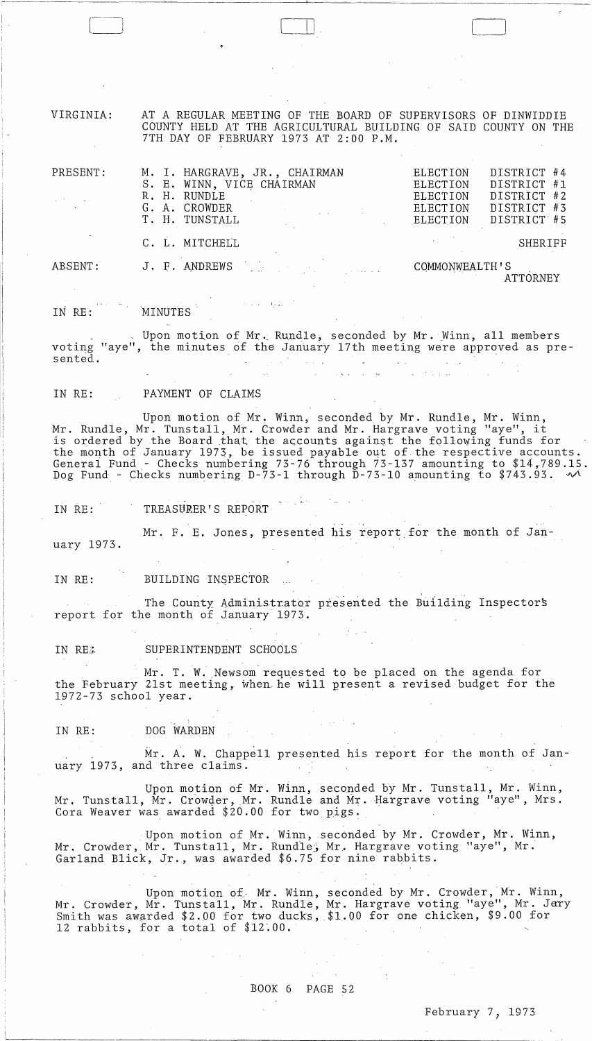VIRGINIA: AT A REGULAR MEETING OF THE BOARD OF SUPERVISORS OF DINWIDDIE COUNTY HELD AT THE AGRICULTURAL BUILDING OF SAID COUNTY ON THE 7TH DAY OF FEBRUARY 1973 AT 2:00 P.M.

| | | |
|---|---|---|
| PRESENT: | M. I. HARGRAVE, JR., CHAIRMAN | ELECTION DISTRICT #4 |
| | S. E. WINN, VICE CHAIRMAN | ELECTION DISTRICT #1 |
| | R. H. RUNDLE | ELECTION DISTRICT #2 |
| | G. A. CROWDER | ELECTION DISTRICT #3 |
| | T. H. TUNSTALL | ELECTION DISTRICT #5 |
| | C. L. MITCHELL | SHERIFF |
| ABSENT: | J. F. ANDREWS | COMMONWEALTH'S ATTORNEY |

IN RE: MINUTES

Upon motion of Mr. Rundle, seconded by Mr. Winn, all members voting "aye", the minutes of the January 17th meeting were approved as presented.

IN RE: PAYMENT OF CLAIMS

Upon motion of Mr. Winn, seconded by Mr. Rundle, Mr. Winn, Mr. Rundle, Mr. Tunstall, Mr. Crowder and Mr. Hargrave voting "aye", it is ordered by the Board that the accounts against the following funds for the month of January 1973, be issued payable out of the respective accounts. General Fund - Checks numbering 73-76 through 73-137 amounting to $14,789.15. Dog Fund - Checks numbering D-73-1 through D-73-10 amounting to $743.93.

IN RE: TREASURER'S REPORT

Mr. F. E. Jones, presented his report for the month of January 1973.

IN RE: BUILDING INSPECTOR

The County Administrator presented the Building Inspector's report for the month of January 1973.

IN RE: SUPERINTENDENT SCHOOLS

Mr. T. W. Newsom requested to be placed on the agenda for the February 21st meeting, when he will present a revised budget for the 1972-73 school year.

IN RE: DOG WARDEN

Mr. A. W. Chappell presented his report for the month of January 1973, and three claims.

Upon motion of Mr. Winn, seconded by Mr. Tunstall, Mr. Winn, Mr. Tunstall, Mr. Crowder, Mr. Rundle and Mr. Hargrave voting "aye", Mrs. Cora Weaver was awarded $20.00 for two pigs.

Upon motion of Mr. Winn, seconded by Mr. Crowder, Mr. Winn, Mr. Crowder, Mr. Tunstall, Mr. Rundle, Mr. Hargrave voting "aye", Mr. Garland Blick, Jr., was awarded $6.75 for nine rabbits.

Upon motion of Mr. Winn, seconded by Mr. Crowder, Mr. Winn, Mr. Crowder, Mr. Tunstall, Mr. Rundle, Mr. Hargrave voting "aye", Mr. Jerry Smith was awarded $2.00 for two ducks, $1.00 for one chicken, $9.00 for 12 rabbits, for a total of $12.00.

BOOK 6 PAGE 52

February 7, 1973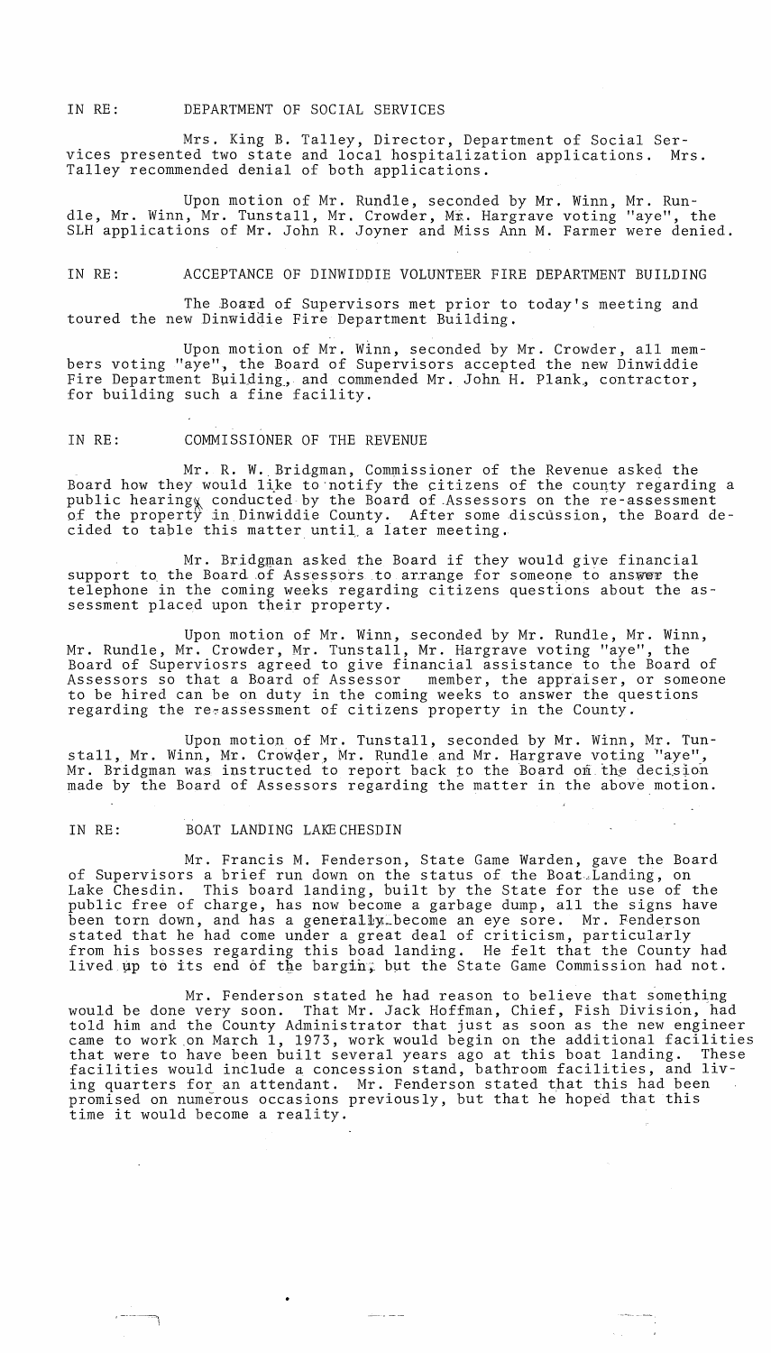IN RE: DEPARTMENT OF SOCIAL SERVICES

Mrs. King B. Talley, Director, Department of Social Services presented two state and local hospitalization applications. Mrs. Talley recommended denial of both applications.

Upon motion of Mr. Rundle, seconded by Mr. Winn, Mr. Rundle, Mr. Winn, Mr. Tunstall, Mr. Crowder, Mr. Hargrave voting "aye", the SLH applications of Mr. John R. Joyner and Miss Ann M. Farmer were denied.

IN RE: ACCEPTANCE OF DINWIDDIE VOLUNTEER FIRE DEPARTMENT BUILDING

The Board of Supervisors met prior to today's meeting and toured the new Dinwiddie Fire Department Building.

Upon motion of Mr. Winn, seconded by Mr. Crowder, all members voting "aye", the Board of Supervisors accepted the new Dinwiddie Fire Department Building, and commended Mr. John H. Plank, contractor, for building such a fine facility.

IN RE: COMMISSIONER OF THE REVENUE

Mr. R. W. Bridgman, Commissioner of the Revenue asked the Board how they would like to notify the citizens of the county regarding a public hearing conducted by the Board of Assessors on the re-assessment of the property in Dinwiddie County. After some discussion, the Board decided to table this matter until a later meeting.

Mr. Bridgman asked the Board if they would give financial support to the Board of Assessors to arrange for someone to answer the telephone in the coming weeks regarding citizens questions about the assessment placed upon their property.

Upon motion of Mr. Winn, seconded by Mr. Rundle, Mr. Winn, Mr. Rundle, Mr. Crowder, Mr. Tunstall, Mr. Hargrave voting "aye", the Board of Superviosrs agreed to give financial assistance to the Board of Assessors so that a Board of Assessor member, the appraiser, or someone to be hired can be on duty in the coming weeks to answer the questions regarding the re-assessment of citizens property in the County.

Upon motion of Mr. Tunstall, seconded by Mr. Winn, Mr. Tunstall, Mr. Winn, Mr. Crowder, Mr. Rundle and Mr. Hargrave voting "aye", Mr. Bridgman was instructed to report back to the Board on the decision made by the Board of Assessors regarding the matter in the above motion.

IN RE: BOAT LANDING LAKE CHESDIN

Mr. Francis M. Fenderson, State Game Warden, gave the Board of Supervisors a brief run down on the status of the Boat Landing, on Lake Chesdin. This board landing, built by the State for the use of the public free of charge, has now become a garbage dump, all the signs have been torn down, and has a generally become an eye sore. Mr. Fenderson stated that he had come under a great deal of criticism, particularly from his bosses regarding this boad landing. He felt that the County had lived up to its end of the bargin, but the State Game Commission had not.

Mr. Fenderson stated he had reason to believe that something would be done very soon. That Mr. Jack Hoffman, Chief, Fish Division, had told him and the County Administrator that just as soon as the new engineer came to work on March 1, 1973, work would begin on the additional facilities that were to have been built several years ago at this boat landing. These facilities would include a concession stand, bathroom facilities, and living quarters for an attendant. Mr. Fenderson stated that this had been promised on numerous occasions previously, but that he hoped that this time it would become a reality.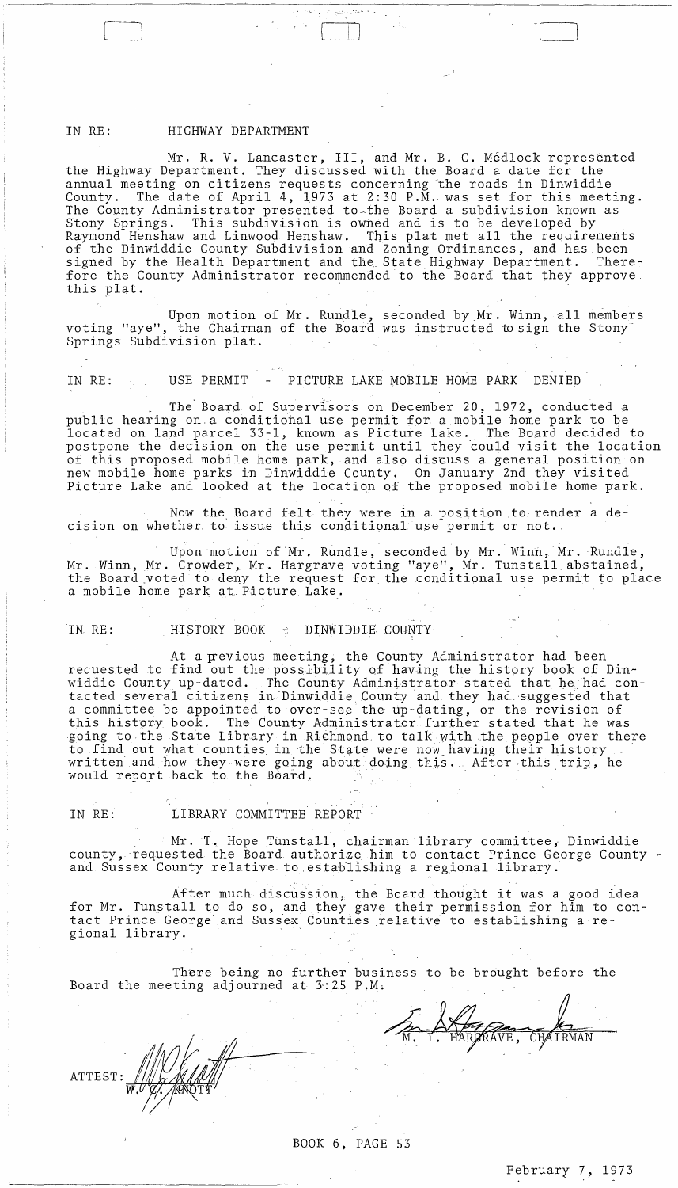IN RE: HIGHWAY DEPARTMENT

Mr. R. V. Lancaster, III, and Mr. B. C. Médlock represented the Highway Department. They discussed with the Board a date for the annual meeting on citizens requests concerning the roads in Dinwiddie County. The date of April 4, 1973 at 2:30 P.M. was set for this meeting. The County Administrator presented to the Board a subdivision known as Stony Springs. This subdivision is owned and is to be developed by Raymond Henshaw and Linwood Henshaw. This plat met all the requirements of the Dinwiddie County Subdivision and Zoning Ordinances, and has been signed by the Health Department and the State Highway Department. Therefore the County Administrator recommended to the Board that they approve this plat.

Upon motion of Mr. Rundle, seconded by Mr. Winn, all members voting "aye", the Chairman of the Board was instructed to sign the Stony Springs Subdivision plat.

IN RE: USE PERMIT - PICTURE LAKE MOBILE HOME PARK DENIED

The Board of Supervisors on December 20, 1972, conducted a public hearing on a conditional use permit for a mobile home park to be located on land parcel 33-1, known as Picture Lake. The Board decided to postpone the decision on the use permit until they could visit the location of this proposed mobile home park, and also discuss a general position on new mobile home parks in Dinwiddie County. On January 2nd they visited Picture Lake and looked at the location of the proposed mobile home park.

Now the Board felt they were in a position to render a decision on whether to issue this conditional use permit or not.

Upon motion of Mr. Rundle, seconded by Mr. Winn, Mr. Rundle, Mr. Winn, Mr. Crowder, Mr. Hargrave voting "aye", Mr. Tunstall abstained, the Board voted to deny the request for the conditional use permit to place a mobile home park at Picture Lake.

IN RE: HISTORY BOOK - DINWIDDIE COUNTY

At a previous meeting, the County Administrator had been requested to find out the possibility of having the history book of Dinwiddie County up-dated. The County Administrator stated that he had contacted several citizens in Dinwiddie County and they had suggested that a committee be appointed to over-see the up-dating, or the revision of this history book. The County Administrator further stated that he was going to the State Library in Richmond to talk with the people over there to find out what counties in the State were now having their history written and how they were going about doing this. After this trip, he would report back to the Board.

IN RE: LIBRARY COMMITTEE REPORT

Mr. T. Hope Tunstall, chairman library committee, Dinwiddie county, requested the Board authorize him to contact Prince George County and Sussex County relative to establishing a regional library.

After much discussion, the Board thought it was a good idea for Mr. Tunstall to do so, and they gave their permission for him to contact Prince George and Sussex Counties relative to establishing a regional library.

There being no further business to be brought before the Board the meeting adjourned at 3:25 P.M.

M. I. HARGRAVE, CHAIRMAN

ATTEST: W. C. KNOTT

BOOK 6, PAGE 53

February 7, 1973